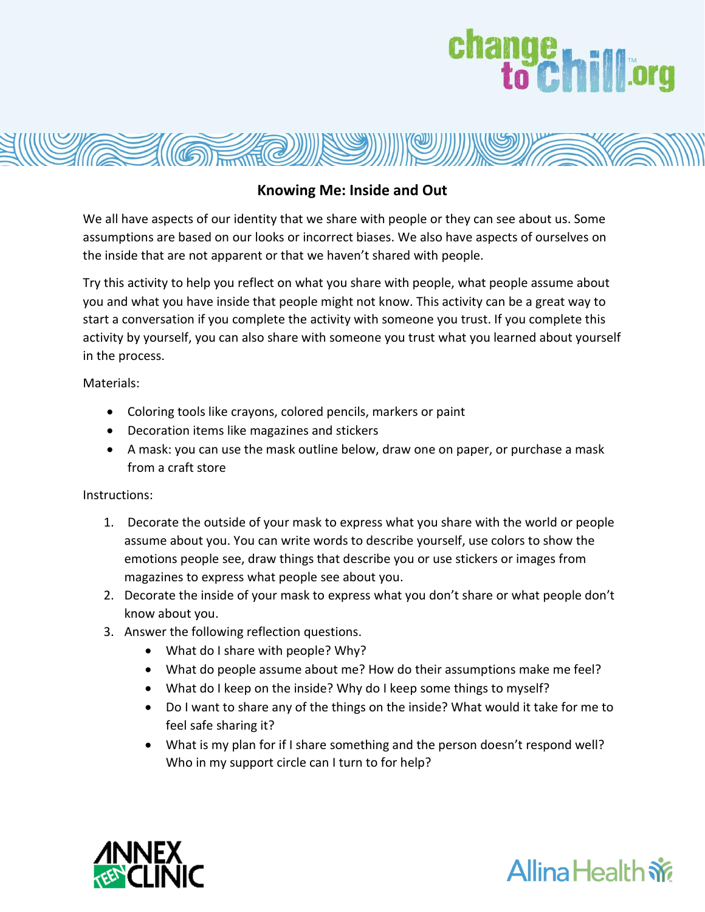# Knowing Me: Inside and Out

We all have aspects of our identity that we share with people or they can see about us. Some assumptions are based on our looks or incorrect biases. We also have aspects of ourselves on the inside that are not apparent or that we haven't shared with people.

Try this activity to help you reflect on what you share with people, what people assume about you and what you have inside that people might not know. This activity can be a great way to start a conversation if you complete the activity with someone you trust. If you complete this activity by yourself, you can also share with someone you trust what you learned about yourself in the process.

Materials:

- Coloring tools like crayons, colored pencils, markers or paint
- Decoration items like magazines and stickers
- A mask: you can use the mask outline below, draw one on paper, or purchase a mask from a craft store

Instructions:

1. Decorate the outside of your mask to express what you share with the world or people assume about you. You can write words to describe yourself, use colors to show the emotions people see, draw things that describe you or use stickers or images from magazines to express what people see about you.
2. Decorate the inside of your mask to express what you don't share or what people don't know about you.
3. Answer the following reflection questions.
   - What do I share with people? Why?
   - What do people assume about me? How do their assumptions make me feel?
   - What do I keep on the inside? Why do I keep some things to myself?
   - Do I want to share any of the things on the inside? What would it take for me to feel safe sharing it?
   - What is my plan for if I share something and the person doesn't respond well? Who in my support circle can I turn to for help?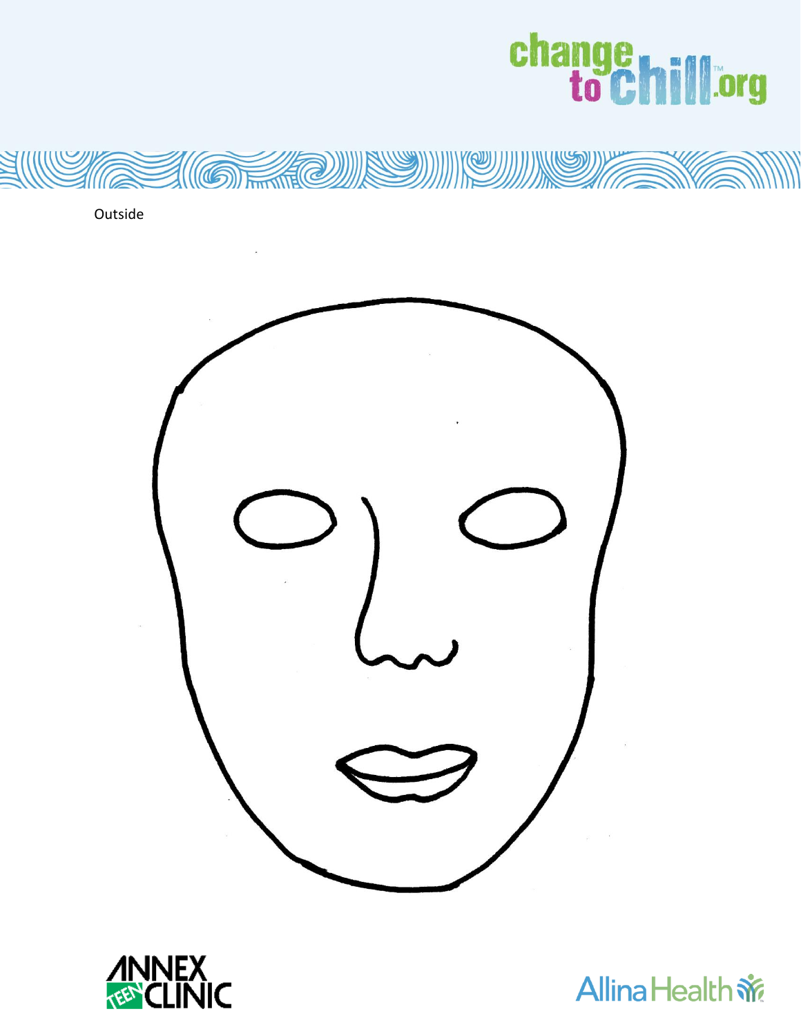Outside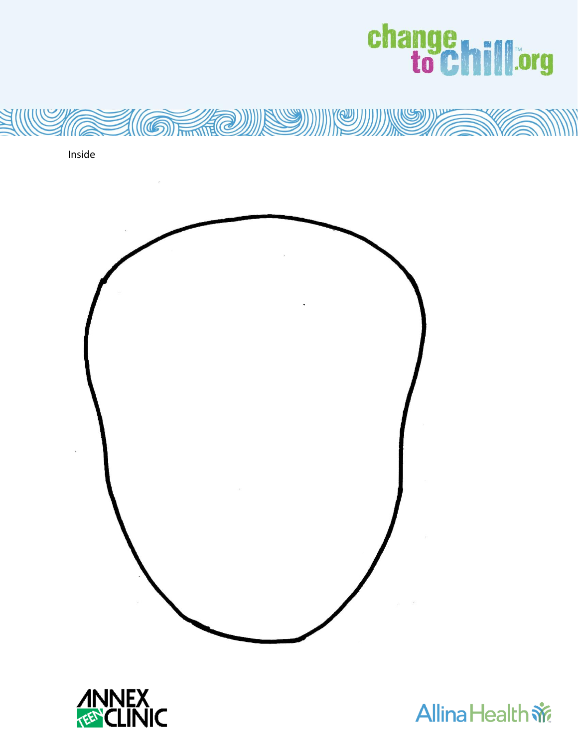Inside